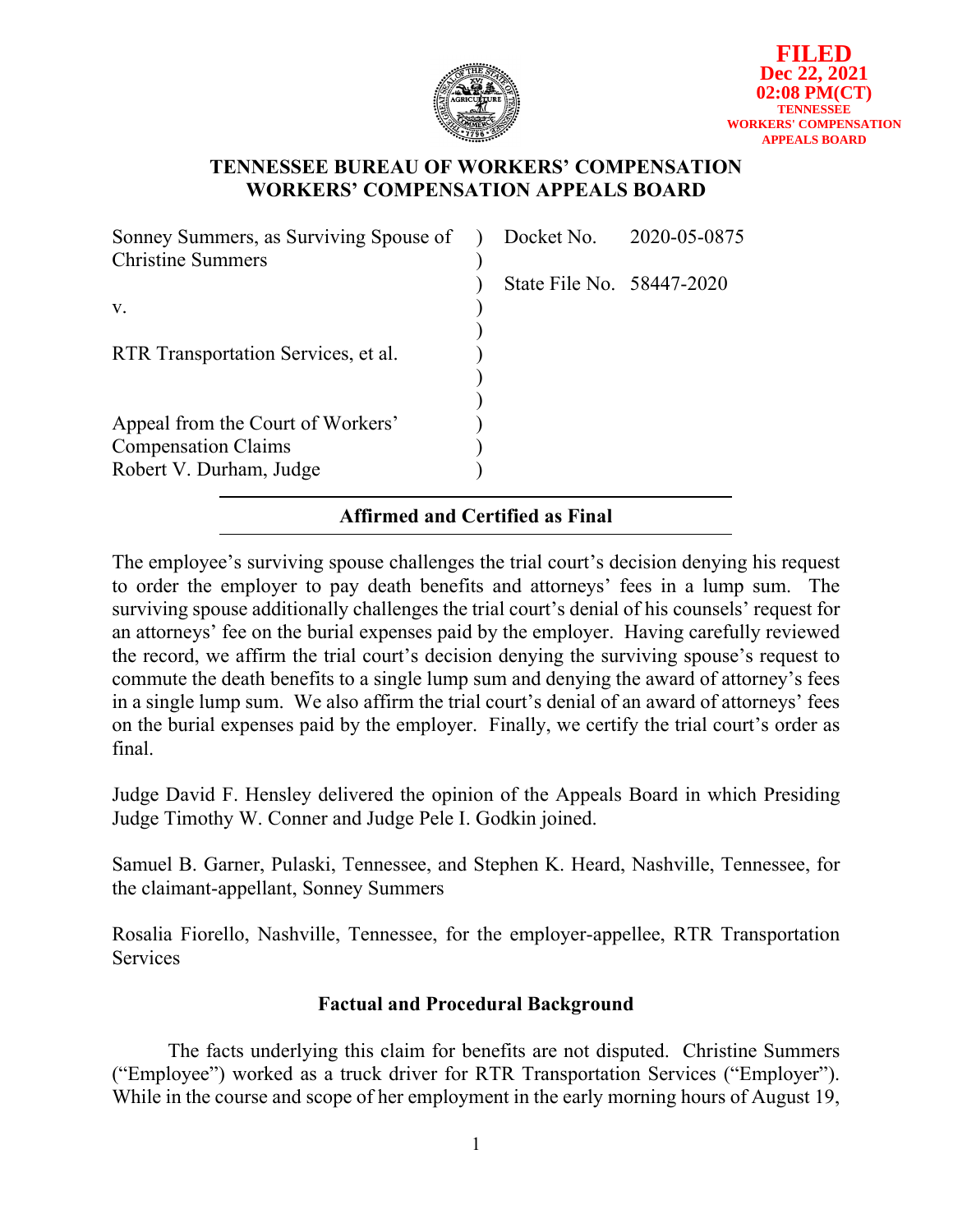FILED
Dec 22, 2021
02:08 PM(CT)
TENNESSEE
WORKERS' COMPENSATION
APPEALS BOARD

# TENNESSEE BUREAU OF WORKERS' COMPENSATION
# WORKERS' COMPENSATION APPEALS BOARD

| | |
|---|---|
| Sonney Summers, as Surviving Spouse of Christine Summers | Docket No. 2020-05-0875 |
| | State File No. 58447-2020 |
| v. | |
| RTR Transportation Services, et al. | |
| Appeal from the Court of Workers' Compensation Claims<br>Robert V. Durham, Judge | |

## Affirmed and Certified as Final

The employee's surviving spouse challenges the trial court's decision denying his request to order the employer to pay death benefits and attorneys' fees in a lump sum. The surviving spouse additionally challenges the trial court's denial of his counsels' request for an attorneys' fee on the burial expenses paid by the employer. Having carefully reviewed the record, we affirm the trial court's decision denying the surviving spouse's request to commute the death benefits to a single lump sum and denying the award of attorney's fees in a single lump sum. We also affirm the trial court's denial of an award of attorneys' fees on the burial expenses paid by the employer. Finally, we certify the trial court's order as final.

Judge David F. Hensley delivered the opinion of the Appeals Board in which Presiding Judge Timothy W. Conner and Judge Pele I. Godkin joined.

Samuel B. Garner, Pulaski, Tennessee, and Stephen K. Heard, Nashville, Tennessee, for the claimant-appellant, Sonney Summers

Rosalia Fiorello, Nashville, Tennessee, for the employer-appellee, RTR Transportation Services

### Factual and Procedural Background

The facts underlying this claim for benefits are not disputed. Christine Summers ("Employee") worked as a truck driver for RTR Transportation Services ("Employer"). While in the course and scope of her employment in the early morning hours of August 19,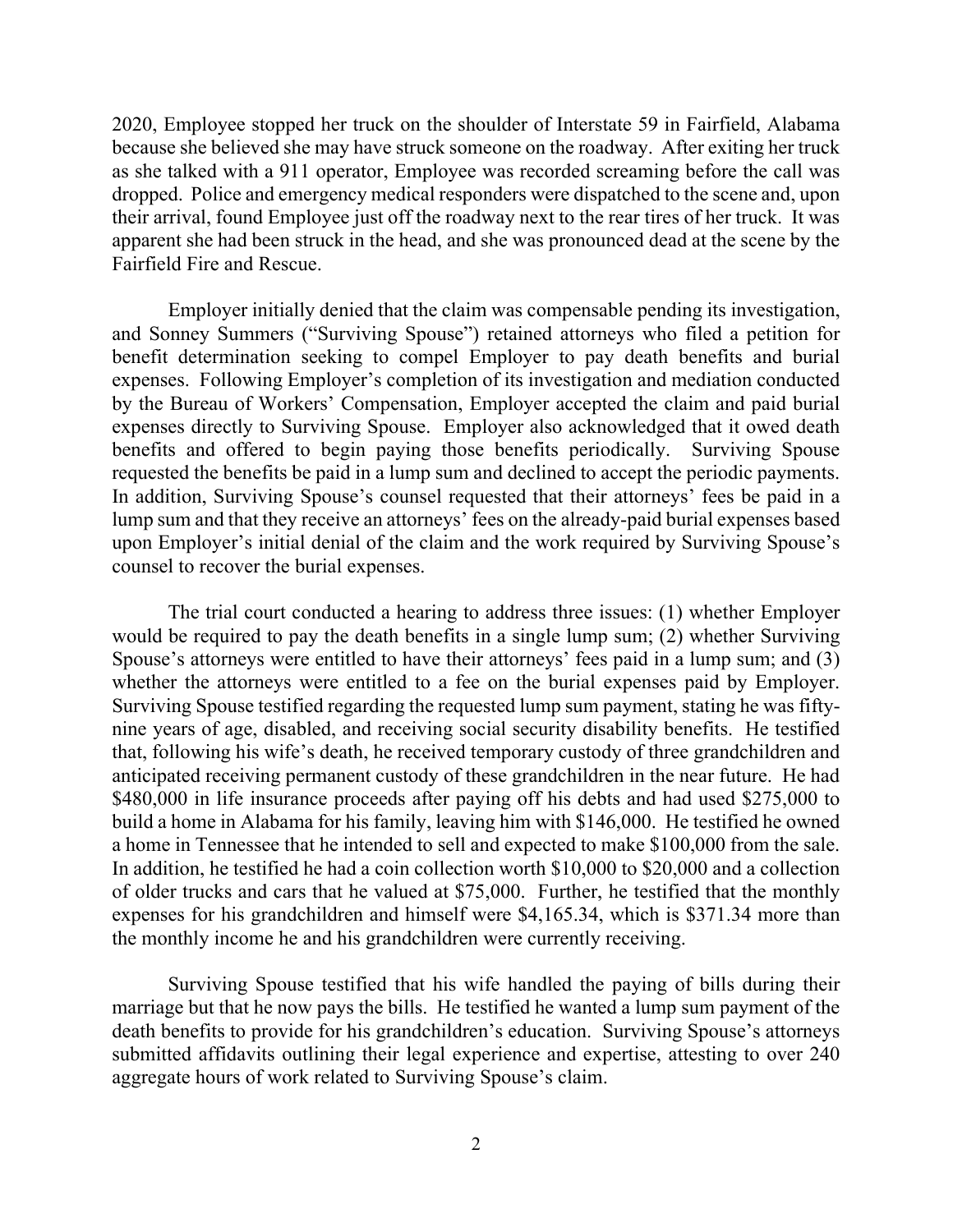2020, Employee stopped her truck on the shoulder of Interstate 59 in Fairfield, Alabama because she believed she may have struck someone on the roadway. After exiting her truck as she talked with a 911 operator, Employee was recorded screaming before the call was dropped. Police and emergency medical responders were dispatched to the scene and, upon their arrival, found Employee just off the roadway next to the rear tires of her truck. It was apparent she had been struck in the head, and she was pronounced dead at the scene by the Fairfield Fire and Rescue.

Employer initially denied that the claim was compensable pending its investigation, and Sonney Summers ("Surviving Spouse") retained attorneys who filed a petition for benefit determination seeking to compel Employer to pay death benefits and burial expenses. Following Employer's completion of its investigation and mediation conducted by the Bureau of Workers' Compensation, Employer accepted the claim and paid burial expenses directly to Surviving Spouse. Employer also acknowledged that it owed death benefits and offered to begin paying those benefits periodically. Surviving Spouse requested the benefits be paid in a lump sum and declined to accept the periodic payments. In addition, Surviving Spouse's counsel requested that their attorneys' fees be paid in a lump sum and that they receive an attorneys' fees on the already-paid burial expenses based upon Employer's initial denial of the claim and the work required by Surviving Spouse's counsel to recover the burial expenses.

The trial court conducted a hearing to address three issues: (1) whether Employer would be required to pay the death benefits in a single lump sum; (2) whether Surviving Spouse's attorneys were entitled to have their attorneys' fees paid in a lump sum; and (3) whether the attorneys were entitled to a fee on the burial expenses paid by Employer. Surviving Spouse testified regarding the requested lump sum payment, stating he was fifty-nine years of age, disabled, and receiving social security disability benefits. He testified that, following his wife's death, he received temporary custody of three grandchildren and anticipated receiving permanent custody of these grandchildren in the near future. He had \$480,000 in life insurance proceeds after paying off his debts and had used \$275,000 to build a home in Alabama for his family, leaving him with \$146,000. He testified he owned a home in Tennessee that he intended to sell and expected to make \$100,000 from the sale. In addition, he testified he had a coin collection worth \$10,000 to \$20,000 and a collection of older trucks and cars that he valued at \$75,000. Further, he testified that the monthly expenses for his grandchildren and himself were \$4,165.34, which is \$371.34 more than the monthly income he and his grandchildren were currently receiving.

Surviving Spouse testified that his wife handled the paying of bills during their marriage but that he now pays the bills. He testified he wanted a lump sum payment of the death benefits to provide for his grandchildren's education. Surviving Spouse's attorneys submitted affidavits outlining their legal experience and expertise, attesting to over 240 aggregate hours of work related to Surviving Spouse's claim.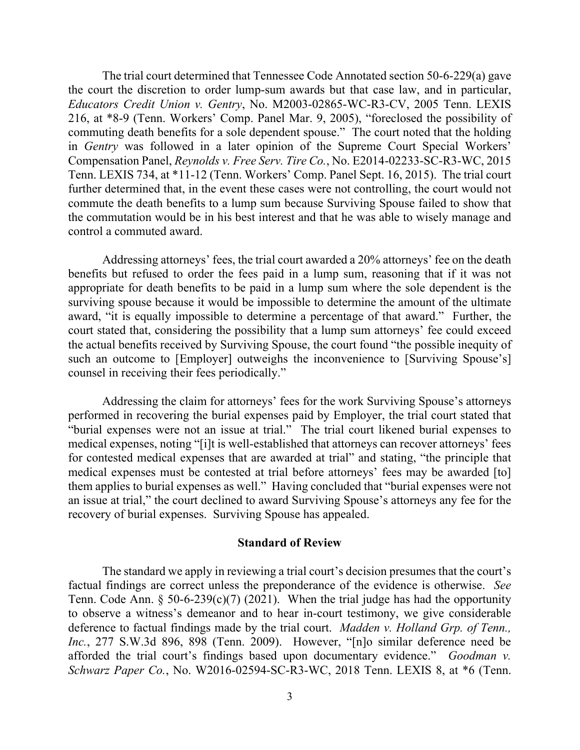The trial court determined that Tennessee Code Annotated section 50-6-229(a) gave the court the discretion to order lump-sum awards but that case law, and in particular, *Educators Credit Union v. Gentry*, No. M2003-02865-WC-R3-CV, 2005 Tenn. LEXIS 216, at *8-9 (Tenn. Workers' Comp. Panel Mar. 9, 2005), "foreclosed the possibility of commuting death benefits for a sole dependent spouse." The court noted that the holding in *Gentry* was followed in a later opinion of the Supreme Court Special Workers' Compensation Panel, *Reynolds v. Free Serv. Tire Co.*, No. E2014-02233-SC-R3-WC, 2015 Tenn. LEXIS 734, at *11-12 (Tenn. Workers' Comp. Panel Sept. 16, 2015). The trial court further determined that, in the event these cases were not controlling, the court would not commute the death benefits to a lump sum because Surviving Spouse failed to show that the commutation would be in his best interest and that he was able to wisely manage and control a commuted award.

Addressing attorneys' fees, the trial court awarded a 20% attorneys' fee on the death benefits but refused to order the fees paid in a lump sum, reasoning that if it was not appropriate for death benefits to be paid in a lump sum where the sole dependent is the surviving spouse because it would be impossible to determine the amount of the ultimate award, "it is equally impossible to determine a percentage of that award." Further, the court stated that, considering the possibility that a lump sum attorneys' fee could exceed the actual benefits received by Surviving Spouse, the court found "the possible inequity of such an outcome to [Employer] outweighs the inconvenience to [Surviving Spouse's] counsel in receiving their fees periodically."

Addressing the claim for attorneys' fees for the work Surviving Spouse's attorneys performed in recovering the burial expenses paid by Employer, the trial court stated that "burial expenses were not an issue at trial." The trial court likened burial expenses to medical expenses, noting "[i]t is well-established that attorneys can recover attorneys' fees for contested medical expenses that are awarded at trial" and stating, "the principle that medical expenses must be contested at trial before attorneys' fees may be awarded [to] them applies to burial expenses as well." Having concluded that "burial expenses were not an issue at trial," the court declined to award Surviving Spouse's attorneys any fee for the recovery of burial expenses. Surviving Spouse has appealed.

## Standard of Review

The standard we apply in reviewing a trial court's decision presumes that the court's factual findings are correct unless the preponderance of the evidence is otherwise. *See* Tenn. Code Ann. § 50-6-239(c)(7) (2021). When the trial judge has had the opportunity to observe a witness's demeanor and to hear in-court testimony, we give considerable deference to factual findings made by the trial court. *Madden v. Holland Grp. of Tenn., Inc.*, 277 S.W.3d 896, 898 (Tenn. 2009). However, "[n]o similar deference need be afforded the trial court's findings based upon documentary evidence." *Goodman v. Schwarz Paper Co.*, No. W2016-02594-SC-R3-WC, 2018 Tenn. LEXIS 8, at *6 (Tenn.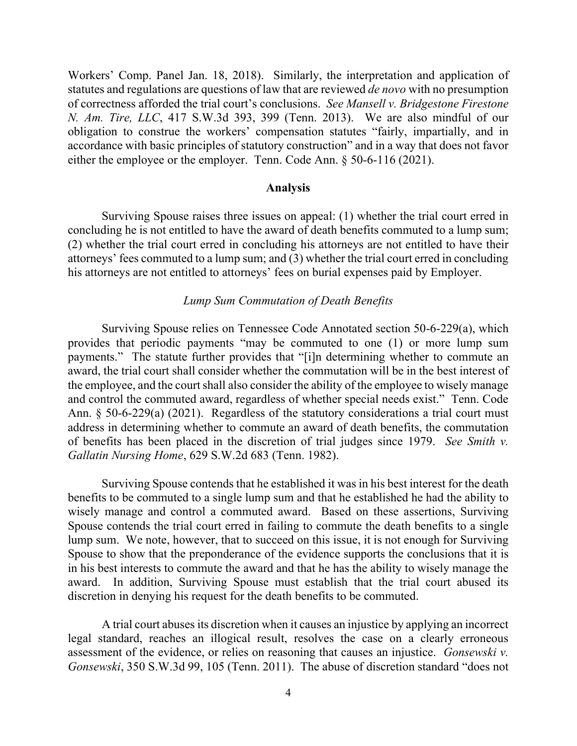Workers' Comp. Panel Jan. 18, 2018). Similarly, the interpretation and application of statutes and regulations are questions of law that are reviewed *de novo* with no presumption of correctness afforded the trial court's conclusions. *See Mansell v. Bridgestone Firestone N. Am. Tire, LLC*, 417 S.W.3d 393, 399 (Tenn. 2013). We are also mindful of our obligation to construe the workers' compensation statutes "fairly, impartially, and in accordance with basic principles of statutory construction" and in a way that does not favor either the employee or the employer. Tenn. Code Ann. § 50-6-116 (2021).

## Analysis

Surviving Spouse raises three issues on appeal: (1) whether the trial court erred in concluding he is not entitled to have the award of death benefits commuted to a lump sum; (2) whether the trial court erred in concluding his attorneys are not entitled to have their attorneys' fees commuted to a lump sum; and (3) whether the trial court erred in concluding his attorneys are not entitled to attorneys' fees on burial expenses paid by Employer.

### *Lump Sum Commutation of Death Benefits*

Surviving Spouse relies on Tennessee Code Annotated section 50-6-229(a), which provides that periodic payments "may be commuted to one (1) or more lump sum payments." The statute further provides that "[i]n determining whether to commute an award, the trial court shall consider whether the commutation will be in the best interest of the employee, and the court shall also consider the ability of the employee to wisely manage and control the commuted award, regardless of whether special needs exist." Tenn. Code Ann. § 50-6-229(a) (2021). Regardless of the statutory considerations a trial court must address in determining whether to commute an award of death benefits, the commutation of benefits has been placed in the discretion of trial judges since 1979. *See Smith v. Gallatin Nursing Home*, 629 S.W.2d 683 (Tenn. 1982).

Surviving Spouse contends that he established it was in his best interest for the death benefits to be commuted to a single lump sum and that he established he had the ability to wisely manage and control a commuted award. Based on these assertions, Surviving Spouse contends the trial court erred in failing to commute the death benefits to a single lump sum. We note, however, that to succeed on this issue, it is not enough for Surviving Spouse to show that the preponderance of the evidence supports the conclusions that it is in his best interests to commute the award and that he has the ability to wisely manage the award. In addition, Surviving Spouse must establish that the trial court abused its discretion in denying his request for the death benefits to be commuted.

A trial court abuses its discretion when it causes an injustice by applying an incorrect legal standard, reaches an illogical result, resolves the case on a clearly erroneous assessment of the evidence, or relies on reasoning that causes an injustice. *Gonsewski v. Gonsewski*, 350 S.W.3d 99, 105 (Tenn. 2011). The abuse of discretion standard "does not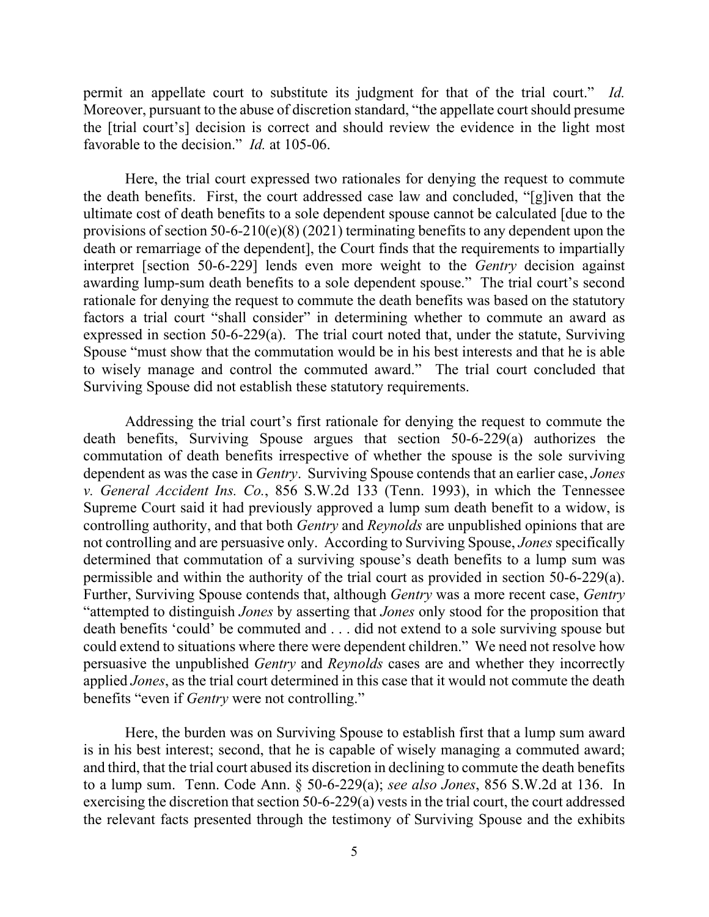permit an appellate court to substitute its judgment for that of the trial court." *Id.* Moreover, pursuant to the abuse of discretion standard, "the appellate court should presume the [trial court's] decision is correct and should review the evidence in the light most favorable to the decision." *Id.* at 105-06.

Here, the trial court expressed two rationales for denying the request to commute the death benefits. First, the court addressed case law and concluded, "[g]iven that the ultimate cost of death benefits to a sole dependent spouse cannot be calculated [due to the provisions of section 50-6-210(e)(8) (2021) terminating benefits to any dependent upon the death or remarriage of the dependent], the Court finds that the requirements to impartially interpret [section 50-6-229] lends even more weight to the *Gentry* decision against awarding lump-sum death benefits to a sole dependent spouse." The trial court's second rationale for denying the request to commute the death benefits was based on the statutory factors a trial court "shall consider" in determining whether to commute an award as expressed in section 50-6-229(a). The trial court noted that, under the statute, Surviving Spouse "must show that the commutation would be in his best interests and that he is able to wisely manage and control the commuted award." The trial court concluded that Surviving Spouse did not establish these statutory requirements.

Addressing the trial court's first rationale for denying the request to commute the death benefits, Surviving Spouse argues that section 50-6-229(a) authorizes the commutation of death benefits irrespective of whether the spouse is the sole surviving dependent as was the case in *Gentry*. Surviving Spouse contends that an earlier case, *Jones v. General Accident Ins. Co.*, 856 S.W.2d 133 (Tenn. 1993), in which the Tennessee Supreme Court said it had previously approved a lump sum death benefit to a widow, is controlling authority, and that both *Gentry* and *Reynolds* are unpublished opinions that are not controlling and are persuasive only. According to Surviving Spouse, *Jones* specifically determined that commutation of a surviving spouse's death benefits to a lump sum was permissible and within the authority of the trial court as provided in section 50-6-229(a). Further, Surviving Spouse contends that, although *Gentry* was a more recent case, *Gentry* "attempted to distinguish *Jones* by asserting that *Jones* only stood for the proposition that death benefits 'could' be commuted and . . . did not extend to a sole surviving spouse but could extend to situations where there were dependent children." We need not resolve how persuasive the unpublished *Gentry* and *Reynolds* cases are and whether they incorrectly applied *Jones*, as the trial court determined in this case that it would not commute the death benefits "even if *Gentry* were not controlling."

Here, the burden was on Surviving Spouse to establish first that a lump sum award is in his best interest; second, that he is capable of wisely managing a commuted award; and third, that the trial court abused its discretion in declining to commute the death benefits to a lump sum. Tenn. Code Ann. § 50-6-229(a); *see also Jones*, 856 S.W.2d at 136. In exercising the discretion that section 50-6-229(a) vests in the trial court, the court addressed the relevant facts presented through the testimony of Surviving Spouse and the exhibits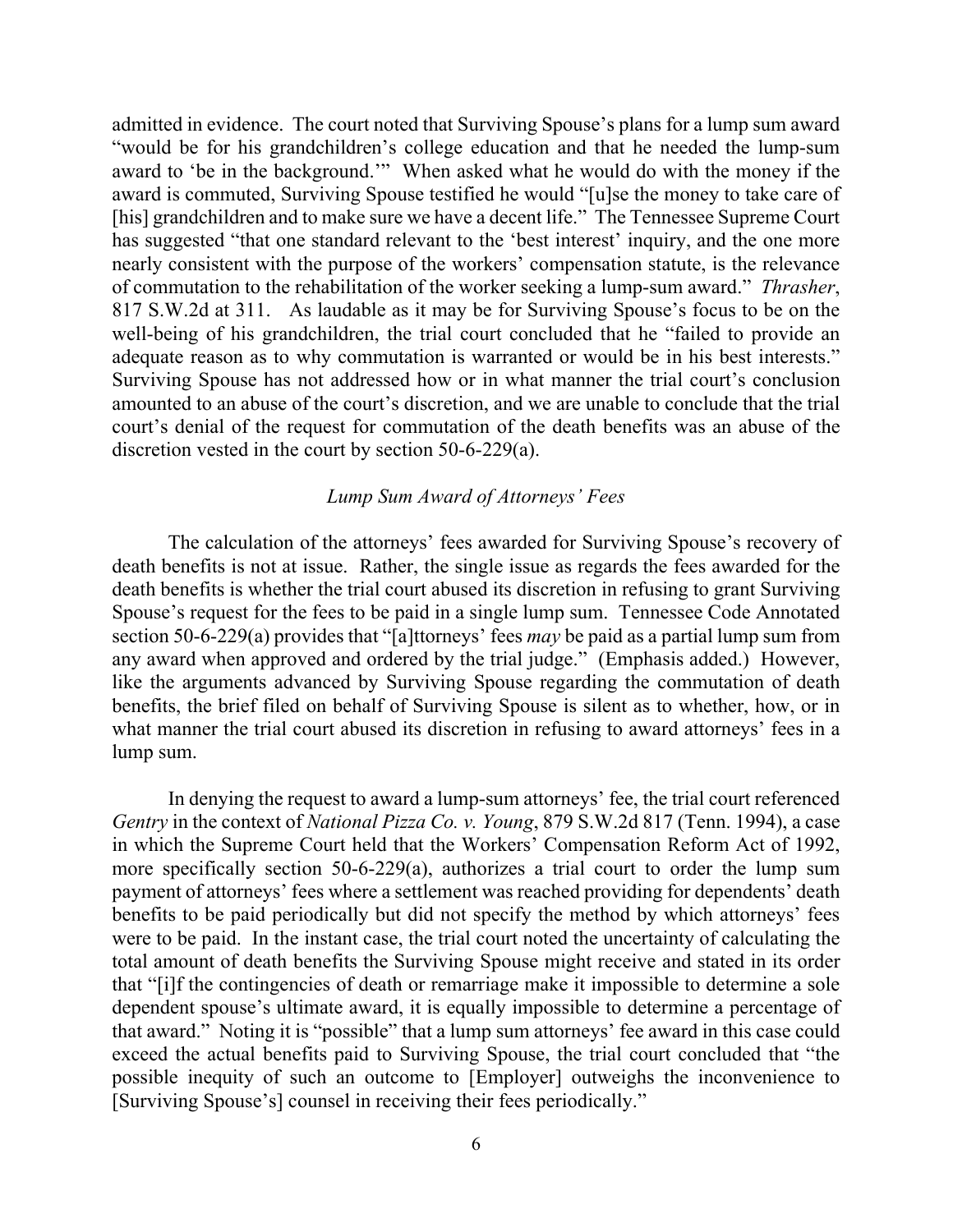admitted in evidence. The court noted that Surviving Spouse's plans for a lump sum award "would be for his grandchildren's college education and that he needed the lump-sum award to 'be in the background.'" When asked what he would do with the money if the award is commuted, Surviving Spouse testified he would "[u]se the money to take care of [his] grandchildren and to make sure we have a decent life." The Tennessee Supreme Court has suggested "that one standard relevant to the 'best interest' inquiry, and the one more nearly consistent with the purpose of the workers' compensation statute, is the relevance of commutation to the rehabilitation of the worker seeking a lump-sum award." *Thrasher*, 817 S.W.2d at 311. As laudable as it may be for Surviving Spouse's focus to be on the well-being of his grandchildren, the trial court concluded that he "failed to provide an adequate reason as to why commutation is warranted or would be in his best interests." Surviving Spouse has not addressed how or in what manner the trial court's conclusion amounted to an abuse of the court's discretion, and we are unable to conclude that the trial court's denial of the request for commutation of the death benefits was an abuse of the discretion vested in the court by section 50-6-229(a).

*Lump Sum Award of Attorneys' Fees*

The calculation of the attorneys' fees awarded for Surviving Spouse's recovery of death benefits is not at issue. Rather, the single issue as regards the fees awarded for the death benefits is whether the trial court abused its discretion in refusing to grant Surviving Spouse's request for the fees to be paid in a single lump sum. Tennessee Code Annotated section 50-6-229(a) provides that "[a]ttorneys' fees *may* be paid as a partial lump sum from any award when approved and ordered by the trial judge." (Emphasis added.) However, like the arguments advanced by Surviving Spouse regarding the commutation of death benefits, the brief filed on behalf of Surviving Spouse is silent as to whether, how, or in what manner the trial court abused its discretion in refusing to award attorneys' fees in a lump sum.

In denying the request to award a lump-sum attorneys' fee, the trial court referenced *Gentry* in the context of *National Pizza Co. v. Young*, 879 S.W.2d 817 (Tenn. 1994), a case in which the Supreme Court held that the Workers' Compensation Reform Act of 1992, more specifically section 50-6-229(a), authorizes a trial court to order the lump sum payment of attorneys' fees where a settlement was reached providing for dependents' death benefits to be paid periodically but did not specify the method by which attorneys' fees were to be paid. In the instant case, the trial court noted the uncertainty of calculating the total amount of death benefits the Surviving Spouse might receive and stated in its order that "[i]f the contingencies of death or remarriage make it impossible to determine a sole dependent spouse's ultimate award, it is equally impossible to determine a percentage of that award." Noting it is "possible" that a lump sum attorneys' fee award in this case could exceed the actual benefits paid to Surviving Spouse, the trial court concluded that "the possible inequity of such an outcome to [Employer] outweighs the inconvenience to [Surviving Spouse's] counsel in receiving their fees periodically."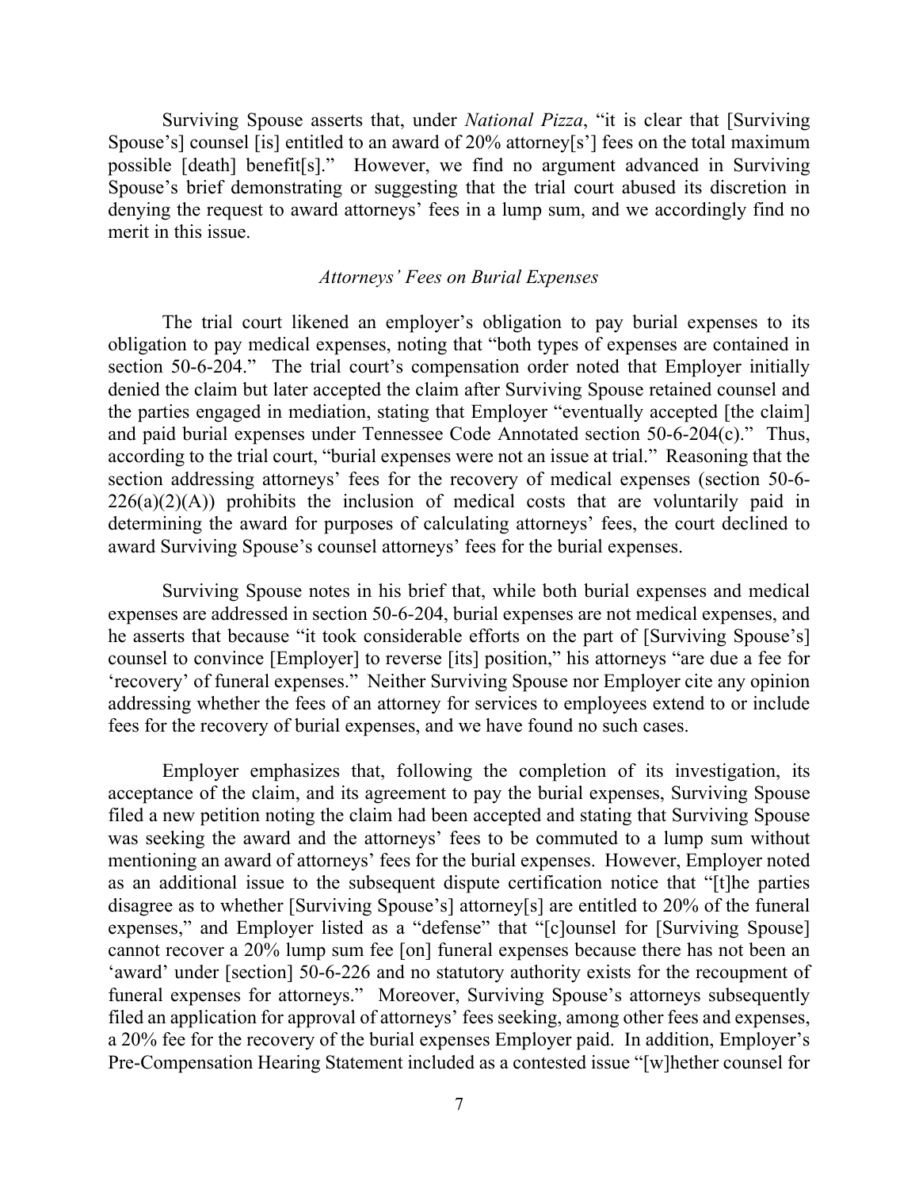Surviving Spouse asserts that, under *National Pizza*, "it is clear that [Surviving Spouse's] counsel [is] entitled to an award of 20% attorney[s'] fees on the total maximum possible [death] benefit[s]." However, we find no argument advanced in Surviving Spouse's brief demonstrating or suggesting that the trial court abused its discretion in denying the request to award attorneys' fees in a lump sum, and we accordingly find no merit in this issue.

*Attorneys' Fees on Burial Expenses*

The trial court likened an employer's obligation to pay burial expenses to its obligation to pay medical expenses, noting that "both types of expenses are contained in section 50-6-204." The trial court's compensation order noted that Employer initially denied the claim but later accepted the claim after Surviving Spouse retained counsel and the parties engaged in mediation, stating that Employer "eventually accepted [the claim] and paid burial expenses under Tennessee Code Annotated section 50-6-204(c)." Thus, according to the trial court, "burial expenses were not an issue at trial." Reasoning that the section addressing attorneys' fees for the recovery of medical expenses (section 50-6-226(a)(2)(A)) prohibits the inclusion of medical costs that are voluntarily paid in determining the award for purposes of calculating attorneys' fees, the court declined to award Surviving Spouse's counsel attorneys' fees for the burial expenses.

Surviving Spouse notes in his brief that, while both burial expenses and medical expenses are addressed in section 50-6-204, burial expenses are not medical expenses, and he asserts that because "it took considerable efforts on the part of [Surviving Spouse's] counsel to convince [Employer] to reverse [its] position," his attorneys "are due a fee for 'recovery' of funeral expenses." Neither Surviving Spouse nor Employer cite any opinion addressing whether the fees of an attorney for services to employees extend to or include fees for the recovery of burial expenses, and we have found no such cases.

Employer emphasizes that, following the completion of its investigation, its acceptance of the claim, and its agreement to pay the burial expenses, Surviving Spouse filed a new petition noting the claim had been accepted and stating that Surviving Spouse was seeking the award and the attorneys' fees to be commuted to a lump sum without mentioning an award of attorneys' fees for the burial expenses. However, Employer noted as an additional issue to the subsequent dispute certification notice that "[t]he parties disagree as to whether [Surviving Spouse's] attorney[s] are entitled to 20% of the funeral expenses," and Employer listed as a "defense" that "[c]ounsel for [Surviving Spouse] cannot recover a 20% lump sum fee [on] funeral expenses because there has not been an 'award' under [section] 50-6-226 and no statutory authority exists for the recoupment of funeral expenses for attorneys." Moreover, Surviving Spouse's attorneys subsequently filed an application for approval of attorneys' fees seeking, among other fees and expenses, a 20% fee for the recovery of the burial expenses Employer paid. In addition, Employer's Pre-Compensation Hearing Statement included as a contested issue "[w]hether counsel for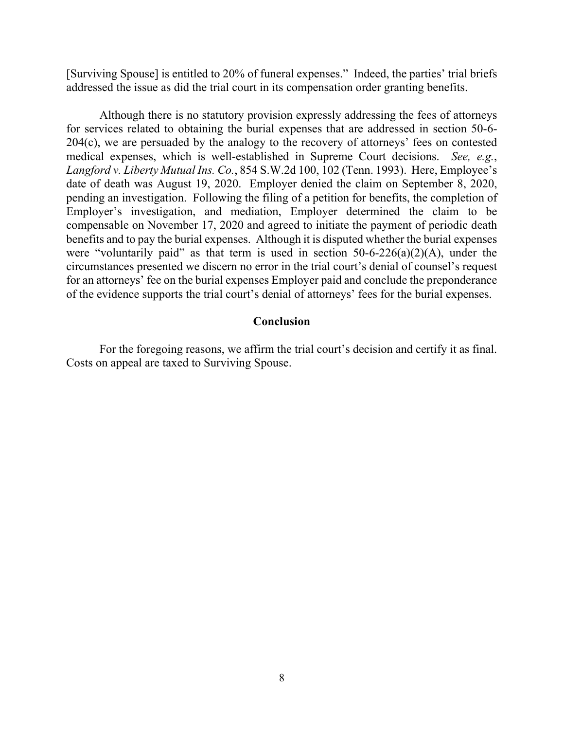[Surviving Spouse] is entitled to 20% of funeral expenses." Indeed, the parties' trial briefs addressed the issue as did the trial court in its compensation order granting benefits.

Although there is no statutory provision expressly addressing the fees of attorneys for services related to obtaining the burial expenses that are addressed in section 50-6-204(c), we are persuaded by the analogy to the recovery of attorneys' fees on contested medical expenses, which is well-established in Supreme Court decisions. *See, e.g.*, *Langford v. Liberty Mutual Ins. Co.*, 854 S.W.2d 100, 102 (Tenn. 1993). Here, Employee's date of death was August 19, 2020. Employer denied the claim on September 8, 2020, pending an investigation. Following the filing of a petition for benefits, the completion of Employer's investigation, and mediation, Employer determined the claim to be compensable on November 17, 2020 and agreed to initiate the payment of periodic death benefits and to pay the burial expenses. Although it is disputed whether the burial expenses were "voluntarily paid" as that term is used in section 50-6-226(a)(2)(A), under the circumstances presented we discern no error in the trial court's denial of counsel's request for an attorneys' fee on the burial expenses Employer paid and conclude the preponderance of the evidence supports the trial court's denial of attorneys' fees for the burial expenses.

## Conclusion

For the foregoing reasons, we affirm the trial court's decision and certify it as final. Costs on appeal are taxed to Surviving Spouse.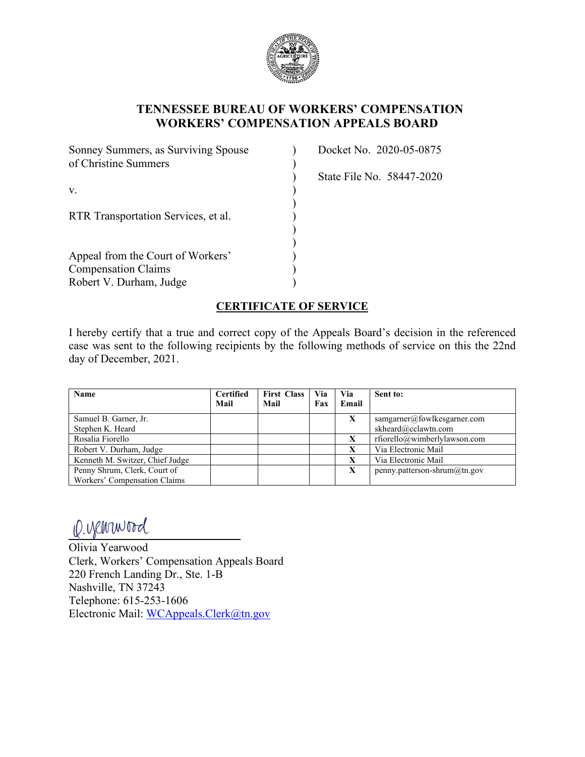# TENNESSEE BUREAU OF WORKERS' COMPENSATION
# WORKERS' COMPENSATION APPEALS BOARD

| | | |
|---|---|---|
| Sonney Summers, as Surviving Spouse of Christine Summers | ) | Docket No. 2020-05-0875 |
| | ) | State File No. 58447-2020 |
| v. | ) | |
| RTR Transportation Services, et al. | ) | |
| Appeal from the Court of Workers' Compensation Claims Robert V. Durham, Judge | ) | |

## CERTIFICATE OF SERVICE

I hereby certify that a true and correct copy of the Appeals Board's decision in the referenced case was sent to the following recipients by the following methods of service on this the 22nd day of December, 2021.

| Name | Certified Mail | First Class Mail | Via Fax | Via Email | Sent to: |
|---|---|---|---|---|---|
| Samuel B. Garner, Jr.<br>Stephen K. Heard | | | | X | samgarner@fowlkesgarner.com<br>skheard@cclawtn.com |
| Rosalia Fiorello | | | | X | rfiorello@wimberlylawson.com |
| Robert V. Durham, Judge | | | | X | Via Electronic Mail |
| Kenneth M. Switzer, Chief Judge | | | | X | Via Electronic Mail |
| Penny Shrum, Clerk, Court of Workers' Compensation Claims | | | | X | penny.patterson-shrum@tn.gov |

O. Yearwood

Olivia Yearwood
Clerk, Workers' Compensation Appeals Board
220 French Landing Dr., Ste. 1-B
Nashville, TN 37243
Telephone: 615-253-1606
Electronic Mail: WCAppeals.Clerk@tn.gov